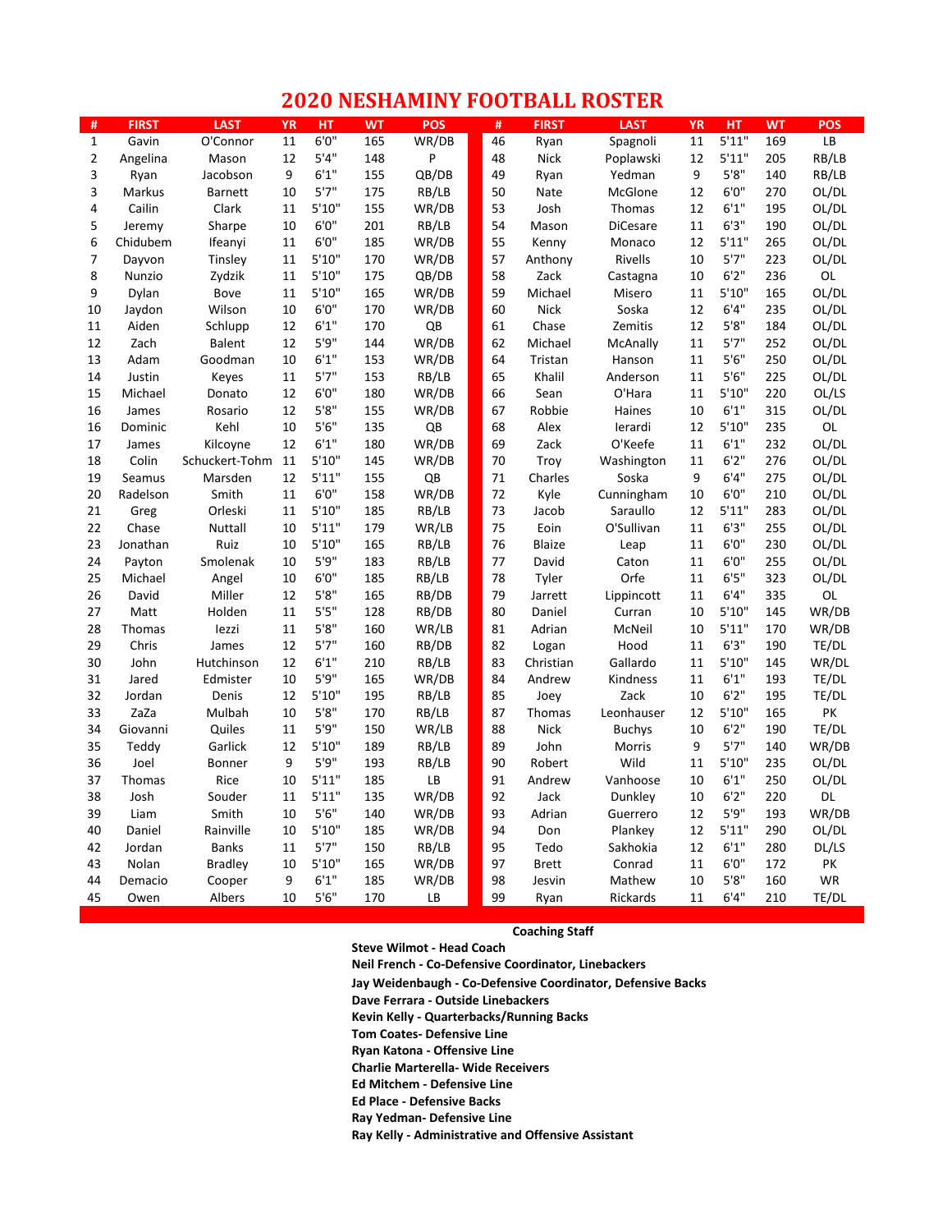# 2020 NESHAMINY FOOTBALL ROSTER

| # | FIRST | LAST | YR | HT | WT | POS | # | FIRST | LAST | YR | HT | WT | POS |
|---|---|---|---|---|---|---|---|---|---|---|---|---|---|
| 1 | Gavin | O'Connor | 11 | 6'0" | 165 | WR/DB | 46 | Ryan | Spagnoli | 11 | 5'11" | 169 | LB |
| 2 | Angelina | Mason | 12 | 5'4" | 148 | P | 48 | Nick | Poplawski | 12 | 5'11" | 205 | RB/LB |
| 3 | Ryan | Jacobson | 9 | 6'1" | 155 | QB/DB | 49 | Ryan | Yedman | 9 | 5'8" | 140 | RB/LB |
| 3 | Markus | Barnett | 10 | 5'7" | 175 | RB/LB | 50 | Nate | McGlone | 12 | 6'0" | 270 | OL/DL |
| 4 | Cailin | Clark | 11 | 5'10" | 155 | WR/DB | 53 | Josh | Thomas | 12 | 6'1" | 195 | OL/DL |
| 5 | Jeremy | Sharpe | 10 | 6'0" | 201 | RB/LB | 54 | Mason | DiCesare | 11 | 6'3" | 190 | OL/DL |
| 6 | Chidubem | Ifeanyi | 11 | 6'0" | 185 | WR/DB | 55 | Kenny | Monaco | 12 | 5'11" | 265 | OL/DL |
| 7 | Dayvon | Tinsley | 11 | 5'10" | 170 | WR/DB | 57 | Anthony | Rivells | 10 | 5'7" | 223 | OL/DL |
| 8 | Nunzio | Zydzik | 11 | 5'10" | 175 | QB/DB | 58 | Zack | Castagna | 10 | 6'2" | 236 | OL |
| 9 | Dylan | Bove | 11 | 5'10" | 165 | WR/DB | 59 | Michael | Misero | 11 | 5'10" | 165 | OL/DL |
| 10 | Jaydon | Wilson | 10 | 6'0" | 170 | WR/DB | 60 | Nick | Soska | 12 | 6'4" | 235 | OL/DL |
| 11 | Aiden | Schlupp | 12 | 6'1" | 170 | QB | 61 | Chase | Zemitis | 12 | 5'8" | 184 | OL/DL |
| 12 | Zach | Balent | 12 | 5'9" | 144 | WR/DB | 62 | Michael | McAnally | 11 | 5'7" | 252 | OL/DL |
| 13 | Adam | Goodman | 10 | 6'1" | 153 | WR/DB | 64 | Tristan | Hanson | 11 | 5'6" | 250 | OL/DL |
| 14 | Justin | Keyes | 11 | 5'7" | 153 | RB/LB | 65 | Khalil | Anderson | 11 | 5'6" | 225 | OL/DL |
| 15 | Michael | Donato | 12 | 6'0" | 180 | WR/DB | 66 | Sean | O'Hara | 11 | 5'10" | 220 | OL/LS |
| 16 | James | Rosario | 12 | 5'8" | 155 | WR/DB | 67 | Robbie | Haines | 10 | 6'1" | 315 | OL/DL |
| 16 | Dominic | Kehl | 10 | 5'6" | 135 | QB | 68 | Alex | Ierardi | 12 | 5'10" | 235 | OL |
| 17 | James | Kilcoyne | 12 | 6'1" | 180 | WR/DB | 69 | Zack | O'Keefe | 11 | 6'1" | 232 | OL/DL |
| 18 | Colin | Schuckert-Tohm | 11 | 5'10" | 145 | WR/DB | 70 | Troy | Washington | 11 | 6'2" | 276 | OL/DL |
| 19 | Seamus | Marsden | 12 | 5'11" | 155 | QB | 71 | Charles | Soska | 9 | 6'4" | 275 | OL/DL |
| 20 | Radelson | Smith | 11 | 6'0" | 158 | WR/DB | 72 | Kyle | Cunningham | 10 | 6'0" | 210 | OL/DL |
| 21 | Greg | Orleski | 11 | 5'10" | 185 | RB/LB | 73 | Jacob | Saraullo | 12 | 5'11" | 283 | OL/DL |
| 22 | Chase | Nuttall | 10 | 5'11" | 179 | WR/LB | 75 | Eoin | O'Sullivan | 11 | 6'3" | 255 | OL/DL |
| 23 | Jonathan | Ruiz | 10 | 5'10" | 165 | RB/LB | 76 | Blaize | Leap | 11 | 6'0" | 230 | OL/DL |
| 24 | Payton | Smolenak | 10 | 5'9" | 183 | RB/LB | 77 | David | Caton | 11 | 6'0" | 255 | OL/DL |
| 25 | Michael | Angel | 10 | 6'0" | 185 | RB/LB | 78 | Tyler | Orfe | 11 | 6'5" | 323 | OL/DL |
| 26 | David | Miller | 12 | 5'8" | 165 | RB/DB | 79 | Jarrett | Lippincott | 11 | 6'4" | 335 | OL |
| 27 | Matt | Holden | 11 | 5'5" | 128 | RB/DB | 80 | Daniel | Curran | 10 | 5'10" | 145 | WR/DB |
| 28 | Thomas | Iezzi | 11 | 5'8" | 160 | WR/LB | 81 | Adrian | McNeil | 10 | 5'11" | 170 | WR/DB |
| 29 | Chris | James | 12 | 5'7" | 160 | RB/DB | 82 | Logan | Hood | 11 | 6'3" | 190 | TE/DL |
| 30 | John | Hutchinson | 12 | 6'1" | 210 | RB/LB | 83 | Christian | Gallardo | 11 | 5'10" | 145 | WR/DL |
| 31 | Jared | Edmister | 10 | 5'9" | 165 | WR/DB | 84 | Andrew | Kindness | 11 | 6'1" | 193 | TE/DL |
| 32 | Jordan | Denis | 12 | 5'10" | 195 | RB/LB | 85 | Joey | Zack | 10 | 6'2" | 195 | TE/DL |
| 33 | ZaZa | Mulbah | 10 | 5'8" | 170 | RB/LB | 87 | Thomas | Leonhauser | 12 | 5'10" | 165 | PK |
| 34 | Giovanni | Quiles | 11 | 5'9" | 150 | WR/LB | 88 | Nick | Buchys | 10 | 6'2" | 190 | TE/DL |
| 35 | Teddy | Garlick | 12 | 5'10" | 189 | RB/LB | 89 | John | Morris | 9 | 5'7" | 140 | WR/DB |
| 36 | Joel | Bonner | 9 | 5'9" | 193 | RB/LB | 90 | Robert | Wild | 11 | 5'10" | 235 | OL/DL |
| 37 | Thomas | Rice | 10 | 5'11" | 185 | LB | 91 | Andrew | Vanhoose | 10 | 6'1" | 250 | OL/DL |
| 38 | Josh | Souder | 11 | 5'11" | 135 | WR/DB | 92 | Jack | Dunkley | 10 | 6'2" | 220 | DL |
| 39 | Liam | Smith | 10 | 5'6" | 140 | WR/DB | 93 | Adrian | Guerrero | 12 | 5'9" | 193 | WR/DB |
| 40 | Daniel | Rainville | 10 | 5'10" | 185 | WR/DB | 94 | Don | Plankey | 12 | 5'11" | 290 | OL/DL |
| 42 | Jordan | Banks | 11 | 5'7" | 150 | RB/LB | 95 | Tedo | Sakhokia | 12 | 6'1" | 280 | DL/LS |
| 43 | Nolan | Bradley | 10 | 5'10" | 165 | WR/DB | 97 | Brett | Conrad | 11 | 6'0" | 172 | PK |
| 44 | Demacio | Cooper | 9 | 6'1" | 185 | WR/DB | 98 | Jesvin | Mathew | 10 | 5'8" | 160 | WR |
| 45 | Owen | Albers | 10 | 5'6" | 170 | LB | 99 | Ryan | Rickards | 11 | 6'4" | 210 | TE/DL |

**Coaching Staff**

**Steve Wilmot - Head Coach**
**Neil French - Co-Defensive Coordinator, Linebackers**
**Jay Weidenbaugh - Co-Defensive Coordinator, Defensive Backs**
**Dave Ferrara - Outside Linebackers**
**Kevin Kelly - Quarterbacks/Running Backs**
**Tom Coates- Defensive Line**
**Ryan Katona - Offensive Line**
**Charlie Marterella- Wide Receivers**
**Ed Mitchem - Defensive Line**
**Ed Place - Defensive Backs**
**Ray Yedman- Defensive Line**
**Ray Kelly - Administrative and Offensive Assistant**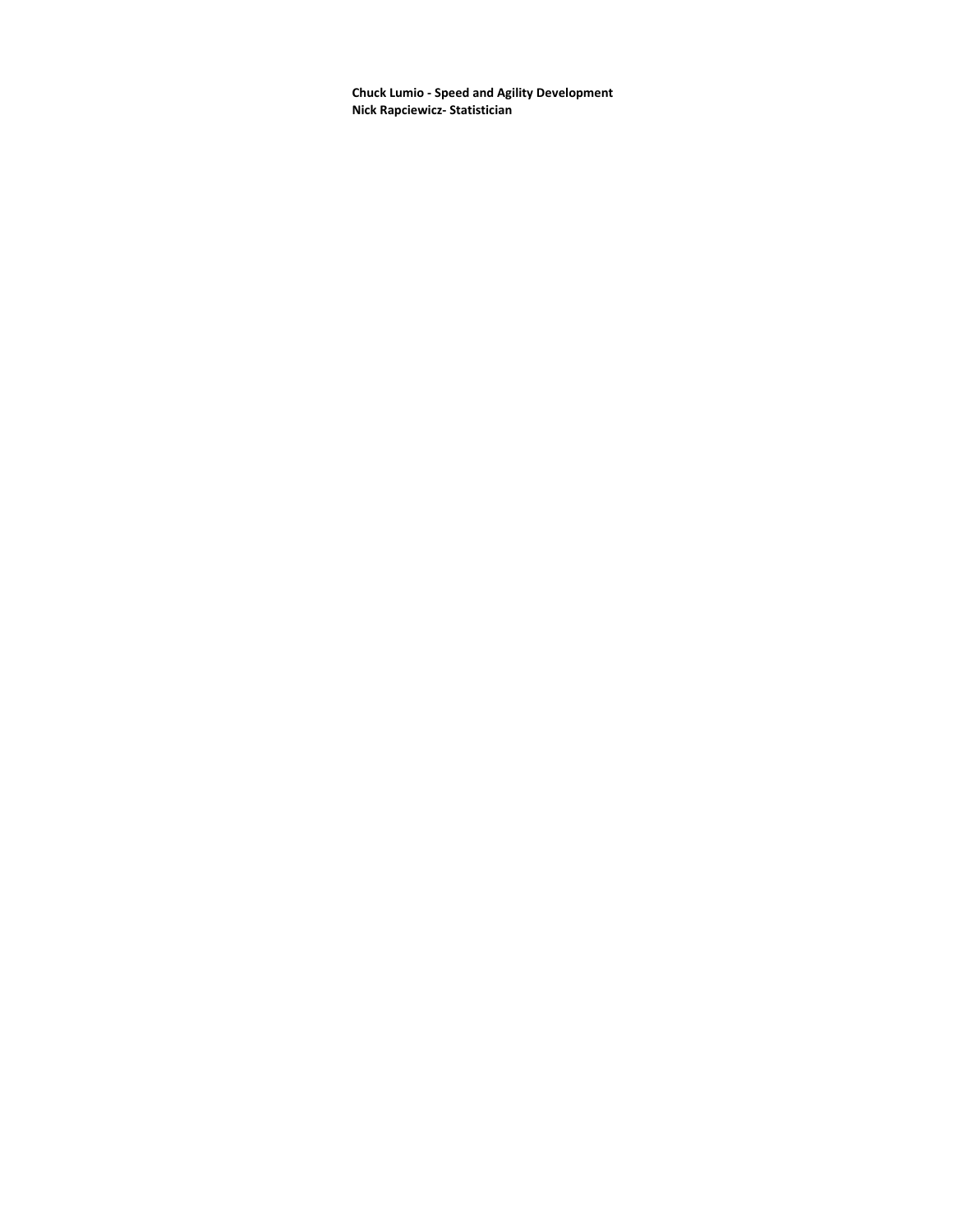**Chuck Lumio - Speed and Agility Development**
**Nick Rapciewicz- Statistician**